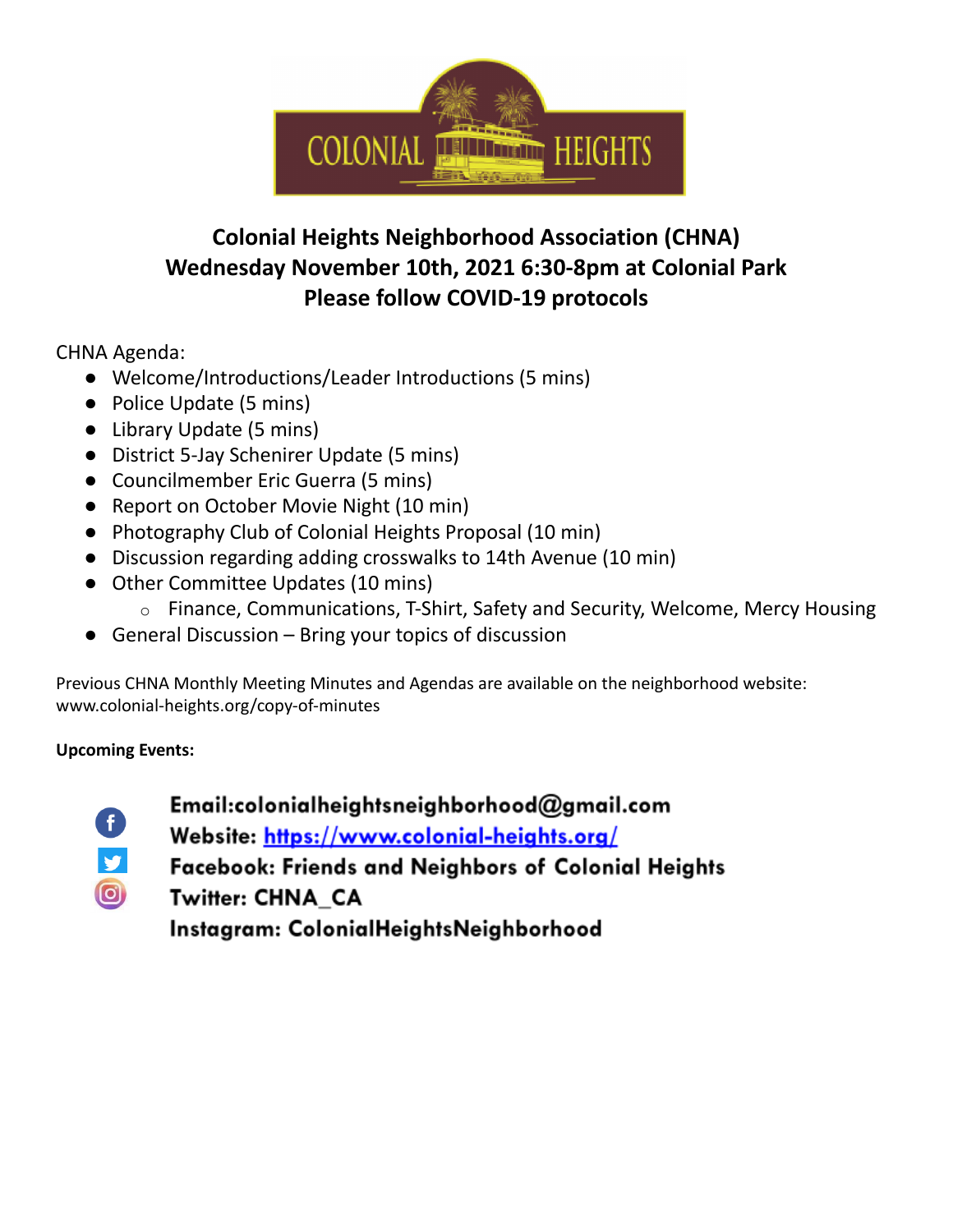# Colonial Heights Neighborhood Association (CHNA)
## Wednesday November 10th, 2021 6:30-8pm at Colonial Park
## Please follow COVID-19 protocols

CHNA Agenda:

- Welcome/Introductions/Leader Introductions (5 mins)
- Police Update (5 mins)
- Library Update (5 mins)
- District 5-Jay Schenirer Update (5 mins)
- Councilmember Eric Guerra (5 mins)
- Report on October Movie Night (10 min)
- Photography Club of Colonial Heights Proposal (10 min)
- Discussion regarding adding crosswalks to 14th Avenue (10 min)
- Other Committee Updates (10 mins)
    - Finance, Communications, T-Shirt, Safety and Security, Welcome, Mercy Housing
- General Discussion – Bring your topics of discussion

Previous CHNA Monthly Meeting Minutes and Agendas are available on the neighborhood website: www.colonial-heights.org/copy-of-minutes

**Upcoming Events:**

**Email:colonialheightsneighborhood@gmail.com**
**Website: https://www.colonial-heights.org/**
**Facebook: Friends and Neighbors of Colonial Heights**
**Twitter: CHNA_CA**
**Instagram: ColonialHeightsNeighborhood**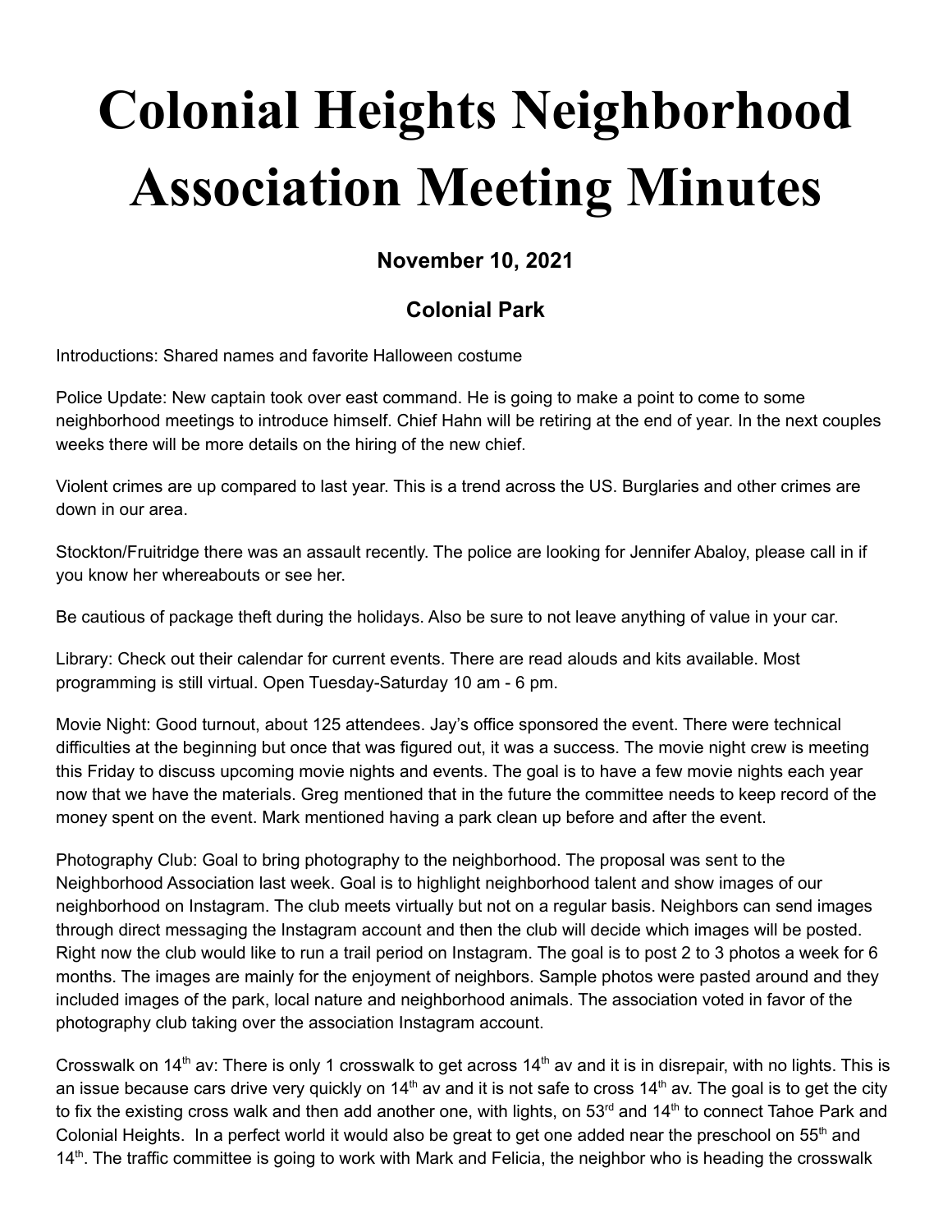# Colonial Heights Neighborhood Association Meeting Minutes

### November 10, 2021

### Colonial Park

Introductions: Shared names and favorite Halloween costume

Police Update: New captain took over east command. He is going to make a point to come to some neighborhood meetings to introduce himself. Chief Hahn will be retiring at the end of year. In the next couples weeks there will be more details on the hiring of the new chief.

Violent crimes are up compared to last year. This is a trend across the US. Burglaries and other crimes are down in our area.

Stockton/Fruitridge there was an assault recently. The police are looking for Jennifer Abaloy, please call in if you know her whereabouts or see her.

Be cautious of package theft during the holidays. Also be sure to not leave anything of value in your car.

Library: Check out their calendar for current events. There are read alouds and kits available. Most programming is still virtual. Open Tuesday-Saturday 10 am - 6 pm.

Movie Night: Good turnout, about 125 attendees. Jay's office sponsored the event. There were technical difficulties at the beginning but once that was figured out, it was a success. The movie night crew is meeting this Friday to discuss upcoming movie nights and events. The goal is to have a few movie nights each year now that we have the materials. Greg mentioned that in the future the committee needs to keep record of the money spent on the event. Mark mentioned having a park clean up before and after the event.

Photography Club: Goal to bring photography to the neighborhood. The proposal was sent to the Neighborhood Association last week. Goal is to highlight neighborhood talent and show images of our neighborhood on Instagram. The club meets virtually but not on a regular basis. Neighbors can send images through direct messaging the Instagram account and then the club will decide which images will be posted. Right now the club would like to run a trail period on Instagram. The goal is to post 2 to 3 photos a week for 6 months. The images are mainly for the enjoyment of neighbors. Sample photos were pasted around and they included images of the park, local nature and neighborhood animals. The association voted in favor of the photography club taking over the association Instagram account.

Crosswalk on 14th av: There is only 1 crosswalk to get across 14th av and it is in disrepair, with no lights. This is an issue because cars drive very quickly on 14th av and it is not safe to cross 14th av. The goal is to get the city to fix the existing cross walk and then add another one, with lights, on 53rd and 14th to connect Tahoe Park and Colonial Heights. In a perfect world it would also be great to get one added near the preschool on 55th and 14th. The traffic committee is going to work with Mark and Felicia, the neighbor who is heading the crosswalk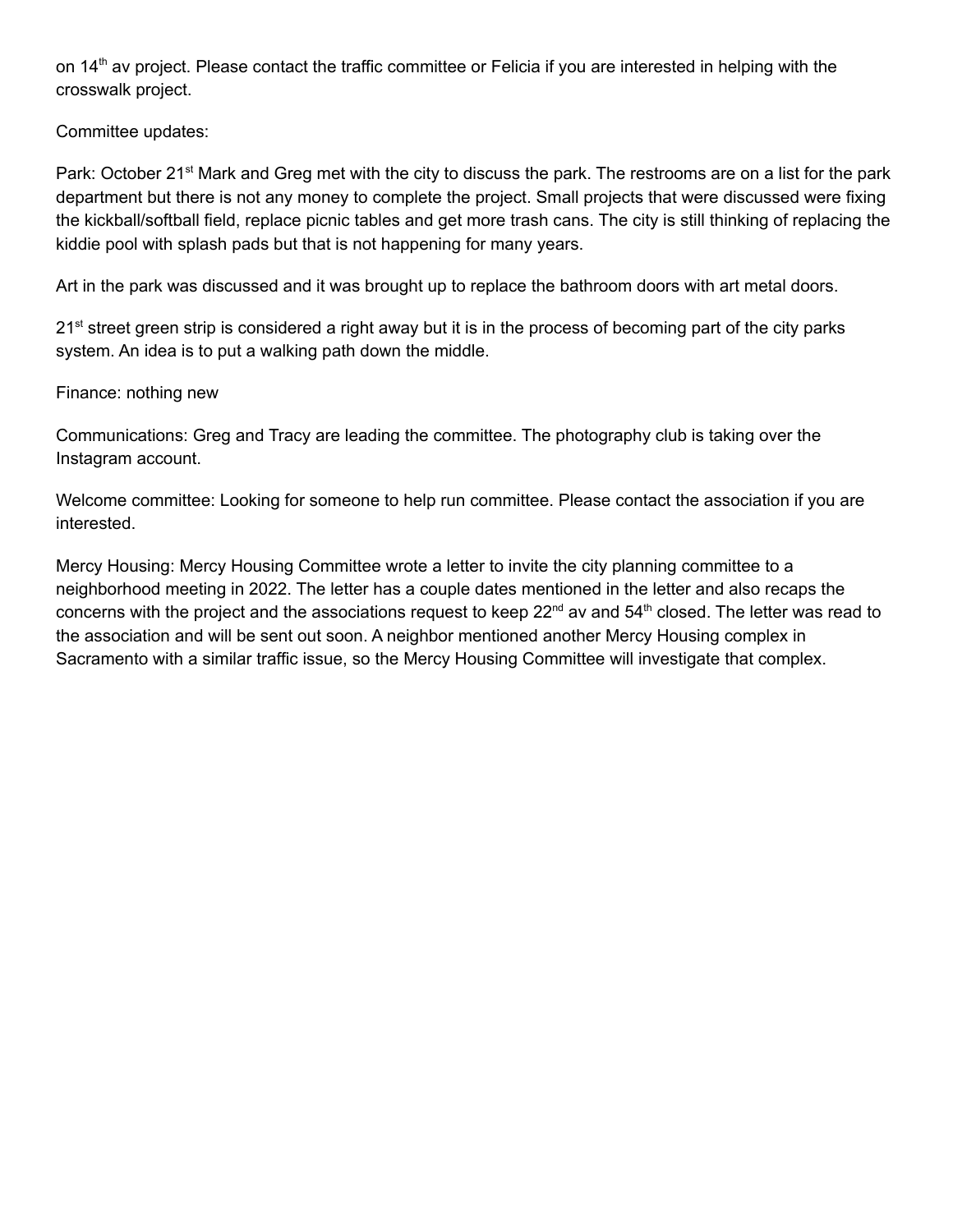on 14th av project. Please contact the traffic committee or Felicia if you are interested in helping with the crosswalk project.

Committee updates:

Park: October 21st Mark and Greg met with the city to discuss the park. The restrooms are on a list for the park department but there is not any money to complete the project. Small projects that were discussed were fixing the kickball/softball field, replace picnic tables and get more trash cans. The city is still thinking of replacing the kiddie pool with splash pads but that is not happening for many years.

Art in the park was discussed and it was brought up to replace the bathroom doors with art metal doors.

21st street green strip is considered a right away but it is in the process of becoming part of the city parks system. An idea is to put a walking path down the middle.

Finance: nothing new

Communications: Greg and Tracy are leading the committee. The photography club is taking over the Instagram account.

Welcome committee: Looking for someone to help run committee. Please contact the association if you are interested.

Mercy Housing: Mercy Housing Committee wrote a letter to invite the city planning committee to a neighborhood meeting in 2022. The letter has a couple dates mentioned in the letter and also recaps the concerns with the project and the associations request to keep 22nd av and 54th closed. The letter was read to the association and will be sent out soon. A neighbor mentioned another Mercy Housing complex in Sacramento with a similar traffic issue, so the Mercy Housing Committee will investigate that complex.